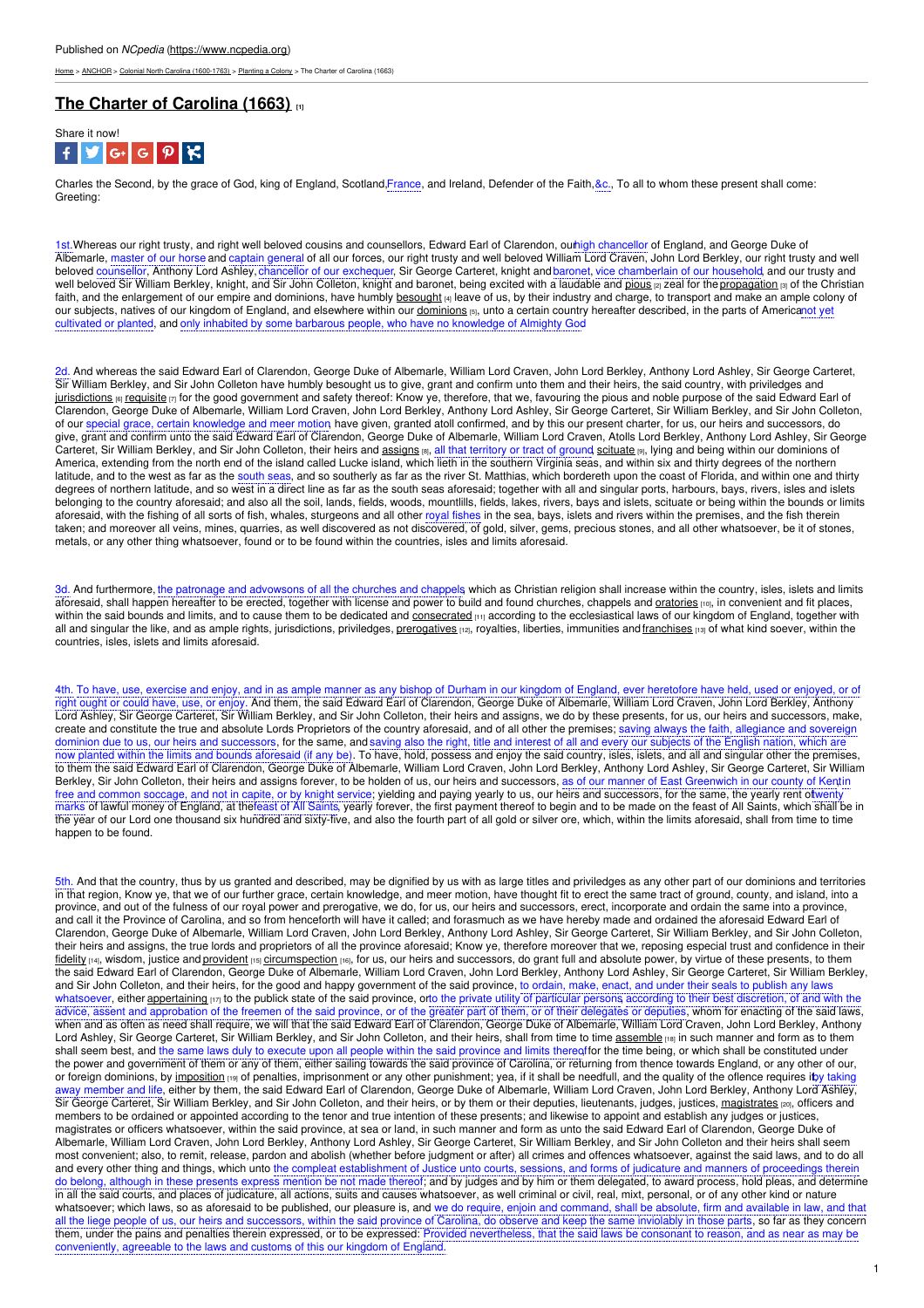Published on *NCpedia* (https://www.ncpedia.org)

Home > ANCHOR > Colonial North Carolina (1600-1763) > Planting a Colony > The Charter of Carolina (1663)

# The Charter of Carolina (1663) [1]

Share it now!

Charles the Second, by the grace of God, king of England, Scotland, France, and Ireland, Defender of the Faith, &c., To all to whom these present shall come: Greeting:

1st. Whereas our right trusty, and right well beloved cousins and counsellors, Edward Earl of Clarendon, our high chancellor of England, and George Duke of Albemarle, master of our horse and captain general of all our forces, our right trusty and well beloved William Lord Craven, John Lord Berkley, our right trusty and well beloved counsellor, Anthony Lord Ashley, chancellor of our exchequer, Sir George Carteret, knight and baronet, vice chamberlain of our household, and our trusty and well beloved Sir William Berkley, knight, and Sir John Colleton, knight and baronet, being excited with a laudable and pious [2] zeal for the propagation [3] of the Christian faith, and the enlargement of our empire and dominions, have humbly besought [4] leave of us, by their industry and charge, to transport and make an ample colony of our subjects, natives of our kingdom of England, and elsewhere within our dominions [5], unto a certain country hereafter described, in the parts of America not yet cultivated or planted, and only inhabited by some barbarous people, who have no knowledge of Almighty God

2d. And whereas the said Edward Earl of Clarendon, George Duke of Albemarle, William Lord Craven, John Lord Berkley, Anthony Lord Ashley, Sir George Carteret, Sir William Berkley, and Sir John Colleton have humbly besought us to give, grant and confirm unto them and their heirs, the said country, with priviledges and jurisdictions [6] requisite [7] for the good government and safety thereof: Know ye, therefore, that we, favouring the pious and noble purpose of the said Edward Earl of Clarendon, George Duke of Albemarle, William Lord Craven, John Lord Berkley, Anthony Lord Ashley, Sir George Carteret, Sir William Berkley, and Sir John Colleton, of our special grace, certain knowledge and meer motion have given, granted atoll confirmed, and by this our present charter, for us, our heirs and successors, do give, grant and confirm unto the said Edward Earl of Clarendon, George Duke of Albemarle, William Lord Craven, Atolls Lord Berkley, Anthony Lord Ashley, Sir George Carteret, Sir William Berkley, and Sir John Colleton, their heirs and assigns [8], all that territory or tract of ground, scituate [9], lying and being within our dominions of America, extending from the north end of the island called Lucke island, which lieth in the southern Virginia seas, and within six and thirty degrees of the northern latitude, and to the west as far as the south seas, and so southerly as far as the river St. Matthias, which bordereth upon the coast of Florida, and within one and thirty degrees of northern latitude, and so west in a direct line as far as the south seas aforesaid; together with all and singular ports, harbours, bays, rivers, isles and islets belonging to the country aforesaid; and also all the soil, lands, fields, woods, mountlills, fields, lakes, rivers, bays and islets, scituate or being within the bounds or limits aforesaid, with the fishing of all sorts of fish, whales, sturgeons and all other royal fishes in the sea, bays, islets and rivers within the premises, and the fish therein taken; and moreover all veins, mines, quarries, as well discovered as not discovered, of gold, silver, gems, precious stones, and all other whatsoever, be it of stones, metals, or any other thing whatsoever, found or to be found within the countries, isles and limits aforesaid.

3d. And furthermore, the patronage and advowsons of all the churches and chappels, which as Christian religion shall increase within the country, isles, islets and limits aforesaid, shall happen hereafter to be erected, together with license and power to build and found churches, chappels and oratories [10], in convenient and fit places, within the said bounds and limits, and to cause them to be dedicated and consecrated [11] according to the ecclesiastical laws of our kingdom of England, together with all and singular the like, and as ample rights, jurisdictions, priviledges, prerogatives [12], royalties, liberties, immunities and franchises [13] of what kind soever, within the countries, isles, islets and limits aforesaid.

4th. To have, use, exercise and enjoy, and in as ample manner as any bishop of Durham in our kingdom of England, ever heretofore have held, used or enjoyed, or of right ought or could have, use, or enjoy. And them, the said Edward Earl of Clarendon, George Duke of Albemarle, William Lord Craven, John Lord Berkley, Anthony Lord Ashley, Sir George Carteret, Sir William Berkley, and Sir John Colleton, their heirs and assigns, we do by these presents, for us, our heirs and successors, make, create and constitute the true and absolute Lords Proprietors of the country aforesaid, and of all other the premises; saving always the faith, allegiance and sovereign dominion due to us, our heirs and successors, for the same, and saving also the right, title and interest of all and every our subjects of the English nation, which are now planted within the limits and bounds aforesaid (if any be). To have, hold, possess and enjoy the said country, isles, islets, and all and singular other the premises, to them the said Edward Earl of Clarendon, George Duke of Albemarle, William Lord Craven, John Lord Berkley, Anthony Lord Ashley, Sir George Carteret, Sir William Berkley, Sir John Colleton, their heirs and assigns forever, to be holden of us, our heirs and successors, as of our manner of East Greenwich in our county of Kent, in free and common soccage, and not in capite, or by knight service; yielding and paying yearly to us, our heirs and successors, for the same, the yearly rent of twenty marks of lawful money of England, at the feast of All Saints, yearly forever, the first payment thereof to begin and to be made on the feast of All Saints, which shall be in the year of our Lord one thousand six hundred and sixty-five, and also the fourth part of all gold or silver ore, which, within the limits aforesaid, shall from time to time happen to be found.

5th. And that the country, thus by us granted and described, may be dignified by us with as large titles and priviledges as any other part of our dominions and territories in that region, Know ye, that we of our further grace, certain knowledge, and meer motion, have thought fit to erect the same tract of ground, county, and island, into a province, and out of the fulness of our royal power and prerogative, we do, for us, our heirs and successors, erect, incorporate and ordain the same into a province, and call it the Province of Carolina, and so from henceforth will have it called; and forasmuch as we have hereby made and ordained the aforesaid Edward Earl of Clarendon, George Duke of Albemarle, William Lord Craven, John Lord Berkley, Anthony Lord Ashley, Sir George Carteret, Sir William Berkley, and Sir John Colleton, their heirs and assigns, the true lords and proprietors of all the province aforesaid; Know ye, therefore moreover that we, reposing especial trust and confidence in their fidelity [14], wisdom, justice and provident [15] circumspection [16], for us, our heirs and successors, do grant full and absolute power, by virtue of these presents, to them the said Edward Earl of Clarendon, George Duke of Albemarle, William Lord Craven, John Lord Berkley, Anthony Lord Ashley, Sir George Carteret, Sir William Berkley, and Sir John Colleton, and their heirs, for the good and happy government of the said province, to ordain, make, enact, and under their seals to publish any laws whatsoever, either appertaining [17] to the publick state of the said province, or to the private utility of particular persons according to their best discretion, of and with the advice, assent and approbation of the freemen of the said province, or of the greater part of them, or of their delegates or deputies, whom for enacting of the said laws, when and as often as need shall require, we will that the said Edward Earl of Clarendon, George Duke of Albemarle, William Lord Craven, John Lord Berkley, Anthony Lord Ashley, Sir George Carteret, Sir William Berkley, and Sir John Colleton, and their heirs, shall from time to time assemble [18] in such manner and form as to them shall seem best, and the same laws duly to execute upon all people within the said province and limits thereof for the time being, or which shall be constituted under the power and government of them or any of them, either sailing towards the said province of Carolina, or returning from thence towards England, or any other of our, or foreign dominions, by imposition [19] of penalties, imprisonment or any other punishment; yea, if it shall be needfull, and the quality of the offence requires it by taking away member and life, either by them, the said Edward Earl of Clarendon, George Duke of Albemarle, William Lord Craven, John Lord Berkley, Anthony Lord Ashley, Sir George Carteret, Sir William Berkley, and Sir John Colleton, and their heirs, or by them or their deputies, lieutenants, judges, justices, magistrates [20], officers and members to be ordained or appointed according to the tenor and true intention of these presents; and likewise to appoint and establish any judges or justices, magistrates or officers whatsoever, within the said province, at sea or land, in such manner and form as unto the said Edward Earl of Clarendon, George Duke of Albemarle, William Lord Craven, John Lord Berkley, Anthony Lord Ashley, Sir George Carteret, Sir William Berkley, and Sir John Colleton and their heirs shall seem most convenient; also, to remit, release, pardon and abolish (whether before judgment or after) all crimes and offences whatsoever, against the said laws, and to do all and every other thing and things, which unto the compleat establishment of Justice unto courts, sessions, and forms of judicature and manners of proceedings therein do belong, although in these presents express mention be not made thereof; and by judges and by him or them delegated, to award process, hold pleas, and determine in all the said courts, and places of judicature, all actions, suits and causes whatsoever, as well criminal or civil, real, mixt, personal, or of any other kind or nature whatsoever; which laws, so as aforesaid to be published, our pleasure is, and we do require, enjoin and command, shall be absolute, firm and available in law, and that all the liege people of us, our heirs and successors, within the said province of Carolina, do observe and keep the same inviolably in those parts, so far as they concern them, under the pains and penalties therein expressed, or to be expressed: Provided nevertheless, that the said laws be consonant to reason, and as near as may be conveniently, agreeable to the laws and customs of this our kingdom of England.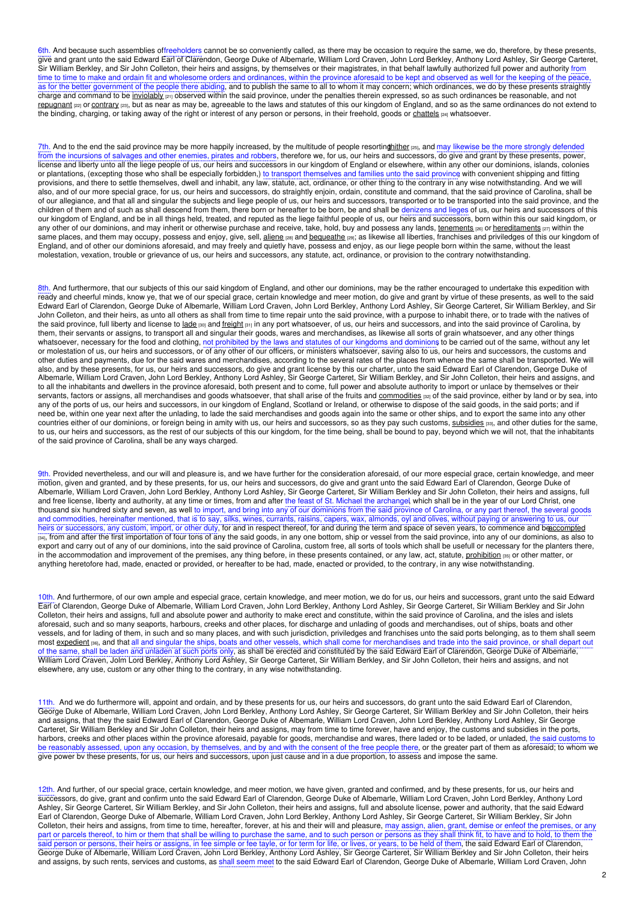6th. And because such assemblies of freeholders cannot be so conveniently called, as there may be occasion to require the same, we do, therefore, by these presents, give and grant unto the said Edward Earl of Clarendon, George Duke of Albemarle, William Lord Craven, John Lord Berkley, Anthony Lord Ashley, Sir George Carteret, Sir William Berkley, and Sir John Colleton, their heirs and assigns, by themselves or their magistrates, in that behalf lawfully authorized full power and authority from time to time to make and ordain fit and wholesome orders and ordinances, within the province aforesaid to be kept and observed as well for the keeping of the peace, as for the better government of the people there abiding, and to publish the same to all to whom it may concern; which ordinances, we do by these presents straightly charge and command to be inviolably [21] observed within the said province, under the penalties therein expressed, so as such ordinances be reasonable, and not repugnant [22] or contrary [23], but as near as may be, agreeable to the laws and statutes of this our kingdom of England, and so as the same ordinances do not extend to the binding, charging, or taking away of the right or interest of any person or persons, in their freehold, goods or chattels [24] whatsoever.

7th. And to the end the said province may be more happily increased, by the multitude of people resorting thither [25], and may likewise be the more strongly defended from the incursions of salvages and other enemies, pirates and robbers, therefore we, for us, our heirs and successors, do give and grant by these presents, power, license and liberty unto all the liege people of us, our heirs and successors in our kingdom of England or elsewhere, within any other our dominions, islands, colonies or plantations, (excepting those who shall be especially forbidden,) to transport themselves and families unto the said province with convenient shipping and fitting provisions, and there to settle themselves, dwell and inhabit, any law, statute, act, ordinance, or other thing to the contrary in any wise notwithstanding. And we will also, and of our more special grace, for us, our heirs and successors, do straightly enjoin, ordain, constitute and command, that the said province of Carolina, shall be of our allegiance, and that all and singular the subjects and liege people of us, our heirs and successors, transported or to be transported into the said province, and the children of them and of such as shall descend from them, there born or hereafter to be born, be and shall be denizens and lieges of us, our heirs and successors of this our kingdom of England, and be in all things held, treated, and reputed as the liege faithful people of us, our heirs and successors, born within this our said kingdom, or any other of our dominions, and may inherit or otherwise purchase and receive, take, hold, buy and possess any lands, tenements [26] or hereditaments [27] within the same places, and them may occupy, possess and enjoy, give, sell, aliene [28] and bequeathe [29]; as likewise all liberties, franchises and priviledges of this our kingdom of England, and of other our dominions aforesaid, and may freely and quietly have, possess and enjoy, as our liege people born within the same, without the least molestation, vexation, trouble or grievance of us, our heirs and successors, any statute, act, ordinance, or provision to the contrary notwithstanding.

8th. And furthermore, that our subjects of this our said kingdom of England, and other our dominions, may be the rather encouraged to undertake this expedition with ready and cheerful minds, know ye, that we of our special grace, certain knowledge and meer motion, do give and grant by virtue of these presents, as well to the said Edward Earl of Clarendon, George Duke of Albemarle, William Lord Craven, John Lord Berkley, Anthony Lord Ashley, Sir George Carteret, Sir William Berkley, and Sir John Colleton, and their heirs, as unto all others as shall from time to time repair unto the said province, with a purpose to inhabit there, or to trade with the natives of the said province, full liberty and license to lade [30] and freight [31] in any port whatsoever, of us, our heirs and successors, and into the said province of Carolina, by them, their servants or assigns, to transport all and singular their goods, wares and merchandises, as likewise all sorts of grain whatsoever, and any other things whatsoever, necessary for the food and clothing, not prohibited by the laws and statutes of our kingdoms and dominions to be carried out of the same, without any let or molestation of us, our heirs and successors, or of any other of our officers, or ministers whatsoever, saving also to us, our heirs and successors, the customs and other duties and payments, due for the said wares and merchandises, according to the several rates of the places from whence the same shall be transported. We will also, and by these presents, for us, our heirs and successors, do give and grant license by this our charter, unto the said Edward Earl of Clarendon, George Duke of Albemarle, William Lord Craven, John Lord Berkley, Anthony Lord Ashley, Sir George Carteret, Sir William Berkley, and Sir John Colleton, their heirs and assigns, and to all the inhabitants and dwellers in the province aforesaid, both present and to come, full power and absolute authority to import or unlace by themselves or their servants, factors or assigns, all merchandises and goods whatsoever, that shall arise of the fruits and commodities [32] of the said province, either by land or by sea, into any of the ports of us, our heirs and successors, in our kingdom of England, Scotland or Ireland, or otherwise to dispose of the said goods, in the said ports; and if need be, within one year next after the unlading, to lade the said merchandises and goods again into the same or other ships, and to export the same into any other countries either of our dominions, or foreign being in amity with us, our heirs and successors, so as they pay such customs, subsidies [33], and other duties for the same, to us, our heirs and successors, as the rest of our subjects of this our kingdom, for the time being, shall be bound to pay, beyond which we will not, that the inhabitants of the said province of Carolina, shall be any ways charged.

9th. Provided nevertheless, and our will and pleasure is, and we have further for the consideration aforesaid, of our more especial grace, certain knowledge, and meer motion, given and granted, and by these presents, for us, our heirs and successors, do give and grant unto the said Edward Earl of Clarendon, George Duke of Albemarle, William Lord Craven, John Lord Berkley, Anthony Lord Ashley, Sir George Carteret, Sir William Berkley and Sir John Colleton, their heirs and assigns, full and free license, liberty and authority, at any time or times, from and after the feast of St. Michael the archangel, which shall be in the year of our Lord Christ, one thousand six hundred sixty and seven, as well to import, and bring into any of our dominions from the said province of Carolina, or any part thereof, the several goods and commodities, hereinafter mentioned, that is to say, silks, wines, currants, raisins, capers, wax, almonds, oyl and olives, without paying or answering to us, our heirs or successors, any custom, import, or other duty, for and in respect thereof, for and during the term and space of seven years, to commence and be accompted [34], from and after the first importation of four tons of any the said goods, in any one bottom, ship or vessel from the said province, into any of our dominions, as also to export and carry out of any of our dominions, into the said province of Carolina, custom free, all sorts of tools which shall be usefull or necessary for the planters there, in the accommodation and improvement of the premises, any thing before, in these presents contained, or any law, act, statute, prohibition [35] or other matter, or anything heretofore had, made, enacted or provided, or hereafter to be had, made, enacted or provided, to the contrary, in any wise notwithstanding.

10th. And furthermore, of our own ample and especial grace, certain knowledge, and meer motion, we do for us, our heirs and successors, grant unto the said Edward Earl of Clarendon, George Duke of Albemarle, William Lord Craven, John Lord Berkley, Anthony Lord Ashley, Sir George Carteret, Sir William Berkley and Sir John Colleton, their heirs and assigns, full and absolute power and authority to make erect and constitute, within the said province of Carolina, and the isles and islets aforesaid, such and so many seaports, harbours, creeks and other places, for discharge and unlading of goods and merchandises, out of ships, boats and other vessels, and for lading of them, in such and so many places, and with such jurisdiction, priviledges and franchises unto the said ports belonging, as to them shall seem most expedient [36], and that all and singular the ships, boats and other vessels, which shall come for merchandises and trade into the said province, or shall depart out of the same, shall be laden and unladen at such ports only, as shall be erected and constituted by the said Edward Earl of Clarendon, George Duke of Albemarle, William Lord Craven, Jolm Lord Berkley, Anthony Lord Ashley, Sir George Carteret, Sir William Berkley, and Sir John Colleton, their heirs and assigns, and not elsewhere, any use, custom or any other thing to the contrary, in any wise notwithstanding.

11th. And we do furthermore will, appoint and ordain, and by these presents for us, our heirs and successors, do grant unto the said Edward Earl of Clarendon, George Duke of Albemarle, William Lord Craven, John Lord Berkley, Anthony Lord Ashley, Sir George Carteret, Sir William Berkley and Sir John Colleton, their heirs and assigns, that they the said Edward Earl of Clarendon, George Duke of Albemarle, William Lord Craven, John Lord Berkley, Anthony Lord Ashley, Sir George Carteret, Sir William Berkley and Sir John Colleton, their heirs and assigns, may from time to time forever, have and enjoy, the customs and subsidies in the ports, harbors, creeks and other places within the province aforesaid, payable for goods, merchandise and wares, there laded or to be laded, or unladed, the said customs to be reasonably assessed, upon any occasion, by themselves, and by and with the consent of the free people there, or the greater part of them as aforesaid; to whom we give power bv these presents, for us, our heirs and successors, upon just cause and in a due proportion, to assess and impose the same.

12th. And further, of our special grace, certain knowledge, and meer motion, we have given, granted and confirmed, and by these presents, for us, our heirs and successors, do give, grant and confirm unto the said Edward Earl of Clarendon, George Duke of Albemarle, William Lord Craven, John Lord Berkley, Anthony Lord Ashley, Sir George Carteret, Sir William Berkley, and Sir John Colleton, their heirs and assigns, full and absolute license, power and authority, that the said Edward Earl of Clarendon, George Duke of Albemarle, William Lord Craven, John Lord Berkley, Anthony Lord Ashley, Sir George Carteret, Sir William Berkley, Sir John Colleton, their heirs and assigns, from time to time, hereafter, forever, at his and their will and pleasure, may assign, alien, grant, demise or enfeof the premises, or any part or parcels thereof, to him or them that shall be willing to purchase the same, and to such person or persons as they shall think fit, to have and to hold, to them the said person or persons, their heirs or assigns, in fee simple or fee tayle, or for term for life, or lives, or years, to be held of them, the said Edward Earl of Clarendon, George Duke of Albemarle, William Lord Craven, John Lord Berkley, Anthony Lord Ashley, Sir George Carteret, Sir William Berkley and Sir John Colleton, their heirs and assigns, by such rents, services and customs, as shall seem meet to the said Edward Earl of Clarendon, George Duke of Albemarle, William Lord Craven, John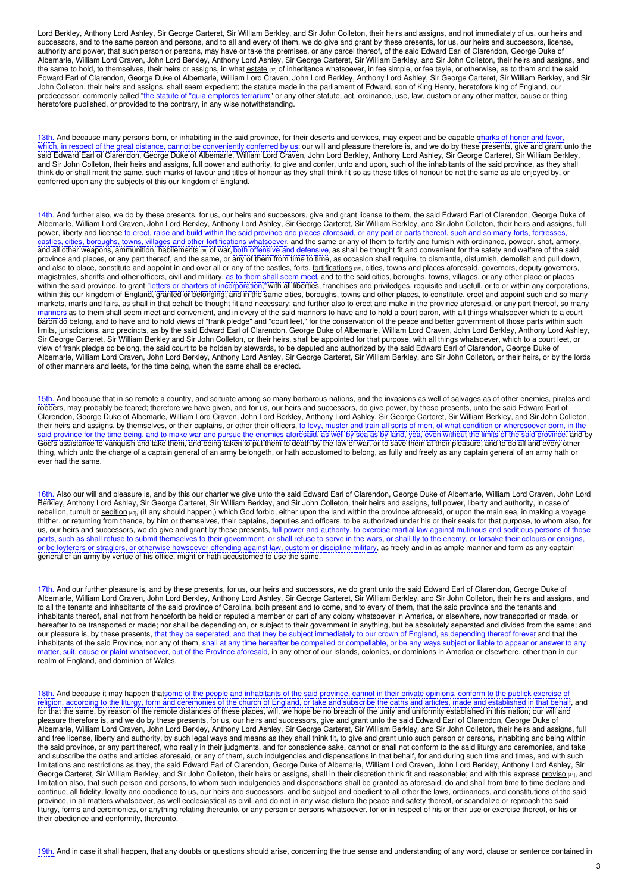Lord Berkley, Anthony Lord Ashley, Sir George Carteret, Sir William Berkley, and Sir John Colleton, their heirs and assigns, and not immediately of us, our heirs and successors, and to the same person and persons, and to all and every of them, we do give and grant by these presents, for us, our heirs and successors, license, authority and power, that such person or persons, may have or take the premises, or any parcel thereof, of the said Edward Earl of Clarendon, George Duke of Albemarle, William Lord Craven, John Lord Berkley, Anthony Lord Ashley, Sir George Carteret, Sir William Berkley, and Sir John Colleton, their heirs and assigns, and the same to hold, to themselves, their heirs or assigns, in what estate [37] of inheritance whatsoever, in fee simple, or fee tayle, or otherwise, as to them and the said Edward Earl of Clarendon, George Duke of Albemarle, William Lord Craven, John Lord Berkley, Anthony Lord Ashley, Sir George Carteret, Sir William Berkley, and Sir John Colleton, their heirs and assigns, shall seem expedient; the statute made in the parliament of Edward, son of King Henry, heretofore king of England, our predecessor, commonly called "the statute of "quia emptores terrarum" or any other statute, act, ordinance, use, law, custom or any other matter, cause or thing heretofore published, or provided to the contrary, in any wise notwithstanding.

13th. And because many persons born, or inhabiting in the said province, for their deserts and services, may expect and be capable of marks of honor and favor, which, in respect of the great distance, cannot be conveniently conferred by us; our will and pleasure therefore is, and we do by these presents, give and grant unto the said Edward Earl of Clarendon, George Duke of Albemarle, William Lord Craven, John Lord Berkley, Anthony Lord Ashley, Sir George Carteret, Sir William Berkley, and Sir John Colleton, their heirs and assigns, full power and authority, to give and confer, unto and upon, such of the inhabitants of the said province, as they shall think do or shall merit the same, such marks of favour and titles of honour as they shall think fit so as these titles of honour be not the same as ale enjoyed by, or conferred upon any the subjects of this our kingdom of England.

14th. And further also, we do by these presents, for us, our heirs and successors, give and grant license to them, the said Edward Earl of Clarendon, George Duke of Albemarle, William Lord Craven, John Lord Berkley, Anthony Lord Ashley, Sir George Carteret, Sir William Berkley, and Sir John Colleton, their heirs and assigns, full power, liberty and license to erect, raise and build within the said province and places aforesaid, or any part or parts thereof, such and so many forts, fortresses, castles, cities, boroughs, towns, villages and other fortifications whatsoever, and the same or any of them to fortify and furnish with ordinance, powder, shot, armory, and all other weapons, ammunition, habilements [38] of war, both offensive and defensive, as shall be thought fit and convenient for the safety and welfare of the said province and places, or any part thereof, and the same, or any of them from time to time, as occasion shall require, to dismantle, disfurnish, demolish and pull down, and also to place, constitute and appoint in and over all or any of the castles, forts, fortifications [39], cities, towns and places aforesaid, governors, deputy governors, magistrates, sheriffs and other officers, civil and military, as to them shall seem meet, and to the said cities, boroughs, towns, villages, or any other place or places within the said province, to grant "letters or charters of incorporation," with all liberties, franchises and priviledges, requisite and usefull, or to or within any corporations, within this our kingdom of England, granted or belonging; and in the same cities, boroughs, towns and other places, to constitute, erect and appoint such and so many markets, marts and fairs, as shall in that behalf be thought fit and necessary; and further also to erect and make in the province aforesaid, or any part thereof, so many mannors as to them shall seem meet and convenient, and in every of the said mannors to have and to hold a court baron, with all things whatsoever which to a court baron do belong, and to have and to hold views of "frank pledge" and "court leet," for the conservation of the peace and better government of those parts within such limits, jurisdictions, and precincts, as by the said Edward Earl of Clarendon, George Duke of Albemarle, William Lord Craven, John Lord Berkley, Anthony Lord Ashley, Sir George Carteret, Sir William Berkley and Sir John Colleton, or their heirs, shall be appointed for that purpose, with all things whatsoever, which to a court leet, or view of frank pledge do belong, the said court to be holden by stewards, to be deputed and authorized by the said Edward Earl of Clarendon, George Duke of Albemarle, William Lord Craven, John Lord Berkley, Anthony Lord Ashley, Sir George Carteret, Sir William Berkley, and Sir John Colleton, or their heirs, or by the lords of other manners and leets, for the time being, when the same shall be erected.

15th. And because that in so remote a country, and scituate among so many barbarous nations, and the invasions as well of salvages as of other enemies, pirates and robbers, may probably be feared; therefore we have given, and for us, our heirs and successors, do give power, by these presents, unto the said Edward Earl of Clarendon, George Duke of Albemarle, William Lord Craven, John Lord Berkley, Anthony Lord Ashley, Sir George Carteret, Sir William Berkley, and Sir John Colleton, their heirs and assigns, by themselves, or their captains, or other their officers, to levy, muster and train all sorts of men, of what condition or wheresoever born, in the said province for the time being, and to make war and pursue the enemies aforesaid, as well by sea as by land, yea, even without the limits of the said province, and by God's assistance to vanquish and take them, and being taken to put them to death by the law of war, or to save them at their pleasure; and to do all and every other thing, which unto the charge of a captain general of an army belongeth, or hath accustomed to belong, as fully and freely as any captain general of an army hath or ever had the same.

16th. Also our will and pleasure is, and by this our charter we give unto the said Edward Earl of Clarendon, George Duke of Albemarle, William Lord Craven, John Lord Berkley, Anthony Lord Ashley, Sir George Carteret, Sir William Berkley, and Sir John Colleton, their heirs and assigns, full power, liberty and authority, in case of rebellion, tumult or sedition [40], (if any should happen,) which God forbid, either upon the land within the province aforesaid, or upon the main sea, in making a voyage thither, or returning from thence, by him or themselves, their captains, deputies and officers, to be authorized under his or their seals for that purpose, to whom also, for us, our heirs and successors, we do give and grant by these presents, full power and authority, to exercise martial law against mutinous and seditious persons of those parts, such as shall refuse to submit themselves to their government, or shall refuse to serve in the wars, or shall fly to the enemy, or forsake their colours or ensigns, or be loyterers or straglers, or otherwise howsoever offending against law, custom or discipline military, as freely and in as ample manner and form as any captain general of an army by vertue of his office, might or hath accustomed to use the same.

17th. And our further pleasure is, and by these presents, for us, our heirs and successors, we do grant unto the said Edward Earl of Clarendon, George Duke of Albemarle, William Lord Craven, John Lord Berkley, Anthony Lord Ashley, Sir George Carteret, Sir William Berkley, and Sir John Colleton, their heirs and assigns, and to all the tenants and inhabitants of the said province of Carolina, both present and to come, and to every of them, that the said province and the tenants and inhabitants thereof, shall not from henceforth be held or reputed a member or part of any colony whatsoever in America, or elsewhere, now transported or made, or hereafter to be transported or made; nor shall be depending on, or subject to their government in anything, but be absolutely seperated and divided from the same; and our pleasure is, by these presents, that they be seperated, and that they be subject immediately to our crown of England, as depending thereof forever and that the inhabitants of the said Province, nor any of them, shall at any time hereafter be compelled or compellable, or be any ways subject or liable to appear or answer to any matter, suit, cause or plaint whatsoever, out of the Province aforesaid, in any other of our islands, colonies, or dominions in America or elsewhere, other than in our realm of England, and dominion of Wales.

18th. And because it may happen that some of the people and inhabitants of the said province, cannot in their private opinions, conform to the publick exercise of religion, according to the liturgy, form and ceremonies of the church of England, or take and subscribe the oaths and articles, made and established in that behalf, and for that the same, by reason of the remote distances of these places, will, we hope be no breach of the unity and uniformity established in this nation; our will and pleasure therefore is, and we do by these presents, for us, our heirs and successors, give and grant unto the said Edward Earl of Clarendon, George Duke of Albemarle, William Lord Craven, John Lord Berkley, Anthony Lord Ashley, Sir George Carteret, Sir William Berkley, and Sir John Colleton, their heirs and assigns, full and free license, liberty and authority, by such legal ways and means as they shall think fit, to give and grant unto such person or persons, inhabiting and being within the said province, or any part thereof, who really in their judgments, and for conscience sake, cannot or shall not conform to the said liturgy and ceremonies, and take and subscribe the oaths and articles aforesaid, or any of them, such indulgencies and dispensations in that behalf, for and during such time and times, and with such limitations and restrictions as they, the said Edward Earl of Clarendon, George Duke of Albemarle, William Lord Craven, John Lord Berkley, Anthony Lord Ashley, Sir George Carteret, Sir William Berkley, and Sir John Colleton, their heirs or assigns, shall in their discretion think fit and reasonable; and with this express proviso [41], and limitation also, that such person and persons, to whom such indulgencies and dispensations shall be granted as aforesaid, do and shall from time to time declare and continue, all fidelity, loyalty and obedience to us, our heirs and successors, and be subject and obedient to all other the laws, ordinances, and constitutions of the said province, in all matters whatsoever, as well ecclesiastical as civil, and do not in any wise disturb the peace and safety thereof, or scandalize or reproach the said liturgy, forms and ceremonies, or anything relating thereunto, or any person or persons whatsoever, for or in respect of his or their use or exercise thereof, or his or their obedience and conformity, thereunto.

19th. And in case it shall happen, that any doubts or questions should arise, concerning the true sense and understanding of any word, clause or sentence contained in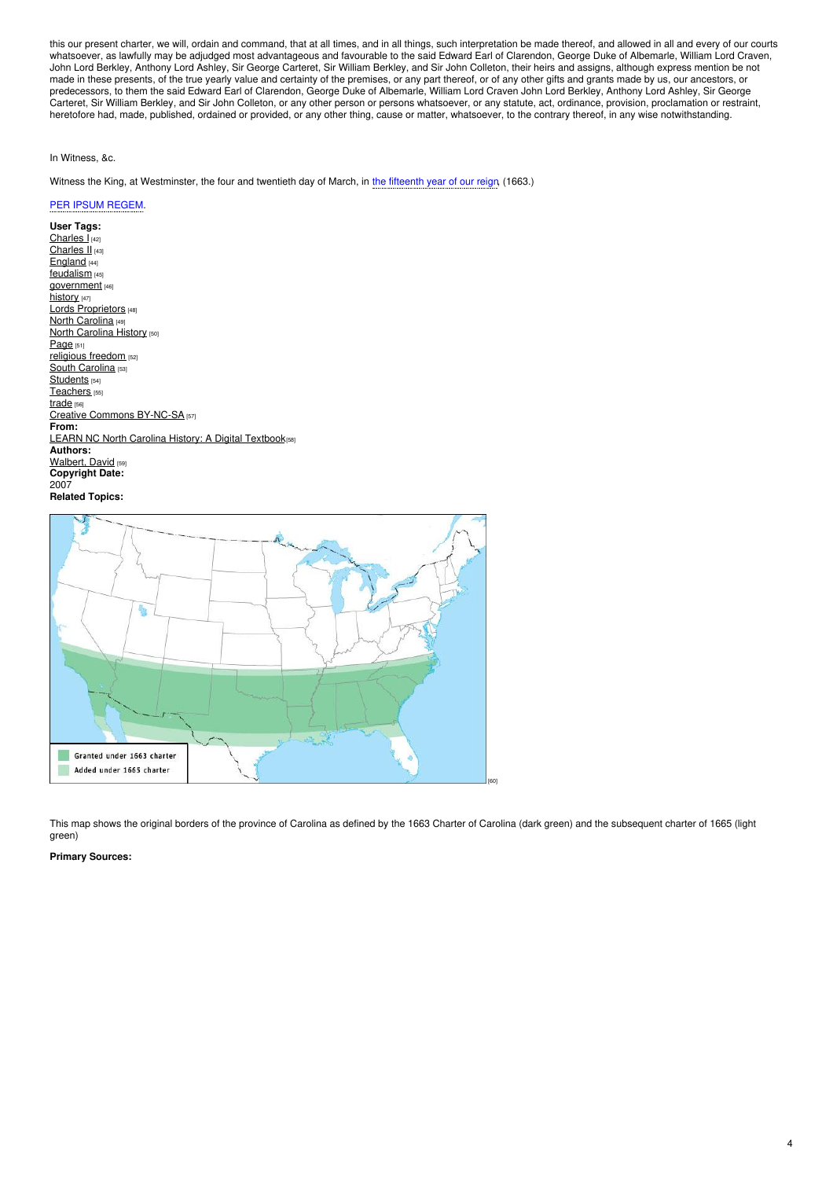this our present charter, we will, ordain and command, that at all times, and in all things, such interpretation be made thereof, and allowed in all and every of our courts whatsoever, as lawfully may be adjudged most advantageous and favourable to the said Edward Earl of Clarendon, George Duke of Albemarle, William Lord Craven, John Lord Berkley, Anthony Lord Ashley, Sir George Carteret, Sir William Berkley, and Sir John Colleton, their heirs and assigns, although express mention be not made in these presents, of the true yearly value and certainty of the premises, or any part thereof, or of any other gifts and grants made by us, our ancestors, or predecessors, to them the said Edward Earl of Clarendon, George Duke of Albemarle, William Lord Craven John Lord Berkley, Anthony Lord Ashley, Sir George Carteret, Sir William Berkley, and Sir John Colleton, or any other person or persons whatsoever, or any statute, act, ordinance, provision, proclamation or restraint, heretofore had, made, published, ordained or provided, or any other thing, cause or matter, whatsoever, to the contrary thereof, in any wise notwithstanding.

In Witness, &c.

Witness the King, at Westminster, the four and twentieth day of March, in the fifteenth year of our reign. (1663.)

PER IPSUM REGEM.

**User Tags:**
Charles I [42]
Charles II [43]
England [44]
feudalism [45]
government [46]
history [47]
Lords Proprietors [48]
North Carolina [49]
North Carolina History [50]
Page [51]
religious freedom [52]
South Carolina [53]
Students [54]
Teachers [55]
trade [56]
Creative Commons BY-NC-SA [57]
**From:**
LEARN NC North Carolina History: A Digital Textbook [58]
**Authors:**
Walbert, David [59]
**Copyright Date:**
2007
**Related Topics:**

[60]

This map shows the original borders of the province of Carolina as defined by the 1663 Charter of Carolina (dark green) and the subsequent charter of 1665 (light green)

**Primary Sources:**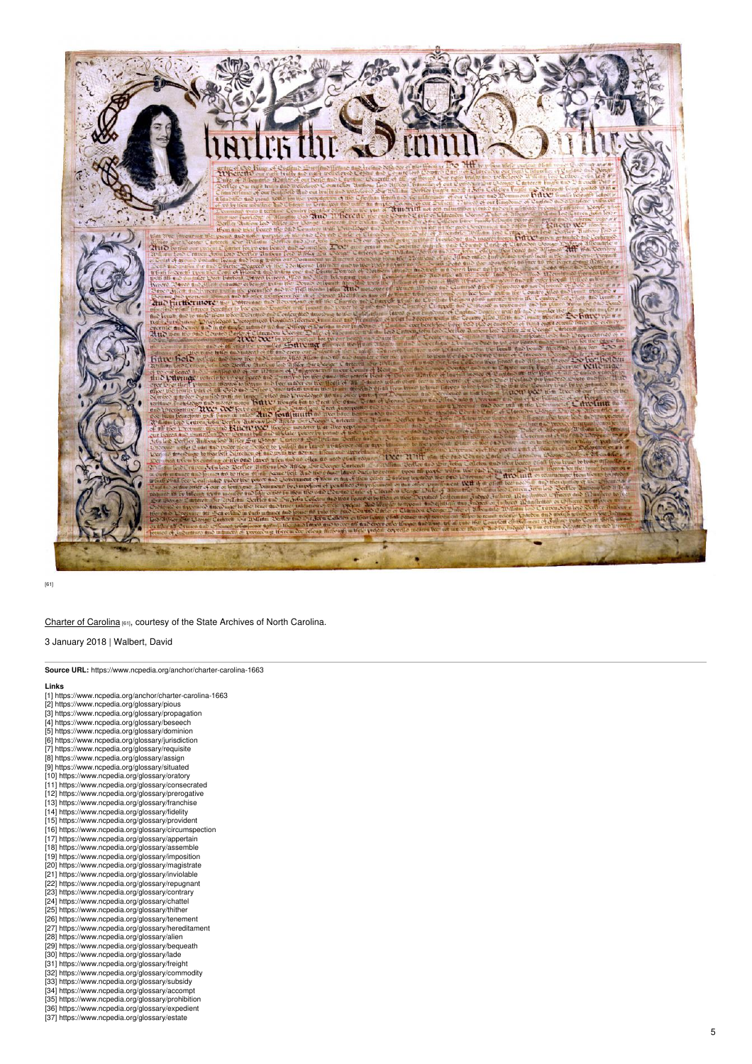[61]

Charter of Carolina [61], courtesy of the State Archives of North Carolina.

3 January 2018 | Walbert, David

**Source URL:** https://www.ncpedia.org/anchor/charter-carolina-1663

**Links**

[1] https://www.ncpedia.org/anchor/charter-carolina-1663
[2] https://www.ncpedia.org/glossary/pious
[3] https://www.ncpedia.org/glossary/propagation
[4] https://www.ncpedia.org/glossary/beseech
[5] https://www.ncpedia.org/glossary/dominion
[6] https://www.ncpedia.org/glossary/jurisdiction
[7] https://www.ncpedia.org/glossary/requisite
[8] https://www.ncpedia.org/glossary/assign
[9] https://www.ncpedia.org/glossary/situated
[10] https://www.ncpedia.org/glossary/oratory
[11] https://www.ncpedia.org/glossary/consecrated
[12] https://www.ncpedia.org/glossary/prerogative
[13] https://www.ncpedia.org/glossary/franchise
[14] https://www.ncpedia.org/glossary/fidelity
[15] https://www.ncpedia.org/glossary/provident
[16] https://www.ncpedia.org/glossary/circumspection
[17] https://www.ncpedia.org/glossary/appertain
[18] https://www.ncpedia.org/glossary/assemble
[19] https://www.ncpedia.org/glossary/imposition
[20] https://www.ncpedia.org/glossary/magistrate
[21] https://www.ncpedia.org/glossary/inviolable
[22] https://www.ncpedia.org/glossary/repugnant
[23] https://www.ncpedia.org/glossary/contrary
[24] https://www.ncpedia.org/glossary/chattel
[25] https://www.ncpedia.org/glossary/thither
[26] https://www.ncpedia.org/glossary/tenement
[27] https://www.ncpedia.org/glossary/hereditament
[28] https://www.ncpedia.org/glossary/alien
[29] https://www.ncpedia.org/glossary/bequeath
[30] https://www.ncpedia.org/glossary/lade
[31] https://www.ncpedia.org/glossary/freight
[32] https://www.ncpedia.org/glossary/commodity
[33] https://www.ncpedia.org/glossary/subsidy
[34] https://www.ncpedia.org/glossary/accompt
[35] https://www.ncpedia.org/glossary/prohibition
[36] https://www.ncpedia.org/glossary/expedient
[37] https://www.ncpedia.org/glossary/estate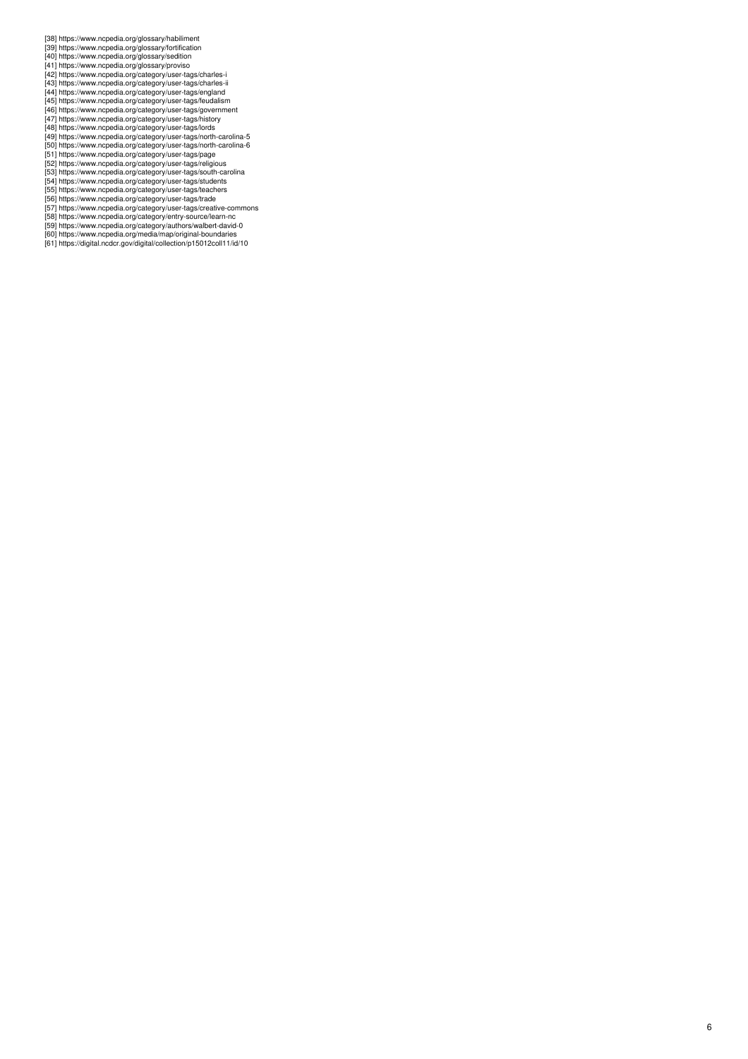[38] https://www.ncpedia.org/glossary/habiliment
[39] https://www.ncpedia.org/glossary/fortification
[40] https://www.ncpedia.org/glossary/sedition
[41] https://www.ncpedia.org/glossary/proviso
[42] https://www.ncpedia.org/category/user-tags/charles-i
[43] https://www.ncpedia.org/category/user-tags/charles-ii
[44] https://www.ncpedia.org/category/user-tags/england
[45] https://www.ncpedia.org/category/user-tags/feudalism
[46] https://www.ncpedia.org/category/user-tags/government
[47] https://www.ncpedia.org/category/user-tags/history
[48] https://www.ncpedia.org/category/user-tags/lords
[49] https://www.ncpedia.org/category/user-tags/north-carolina-5
[50] https://www.ncpedia.org/category/user-tags/north-carolina-6
[51] https://www.ncpedia.org/category/user-tags/page
[52] https://www.ncpedia.org/category/user-tags/religious
[53] https://www.ncpedia.org/category/user-tags/south-carolina
[54] https://www.ncpedia.org/category/user-tags/students
[55] https://www.ncpedia.org/category/user-tags/teachers
[56] https://www.ncpedia.org/category/user-tags/trade
[57] https://www.ncpedia.org/category/user-tags/creative-commons
[58] https://www.ncpedia.org/category/entry-source/learn-nc
[59] https://www.ncpedia.org/category/authors/walbert-david-0
[60] https://www.ncpedia.org/media/map/original-boundaries
[61] https://digital.ncdcr.gov/digital/collection/p15012coll11/id/10